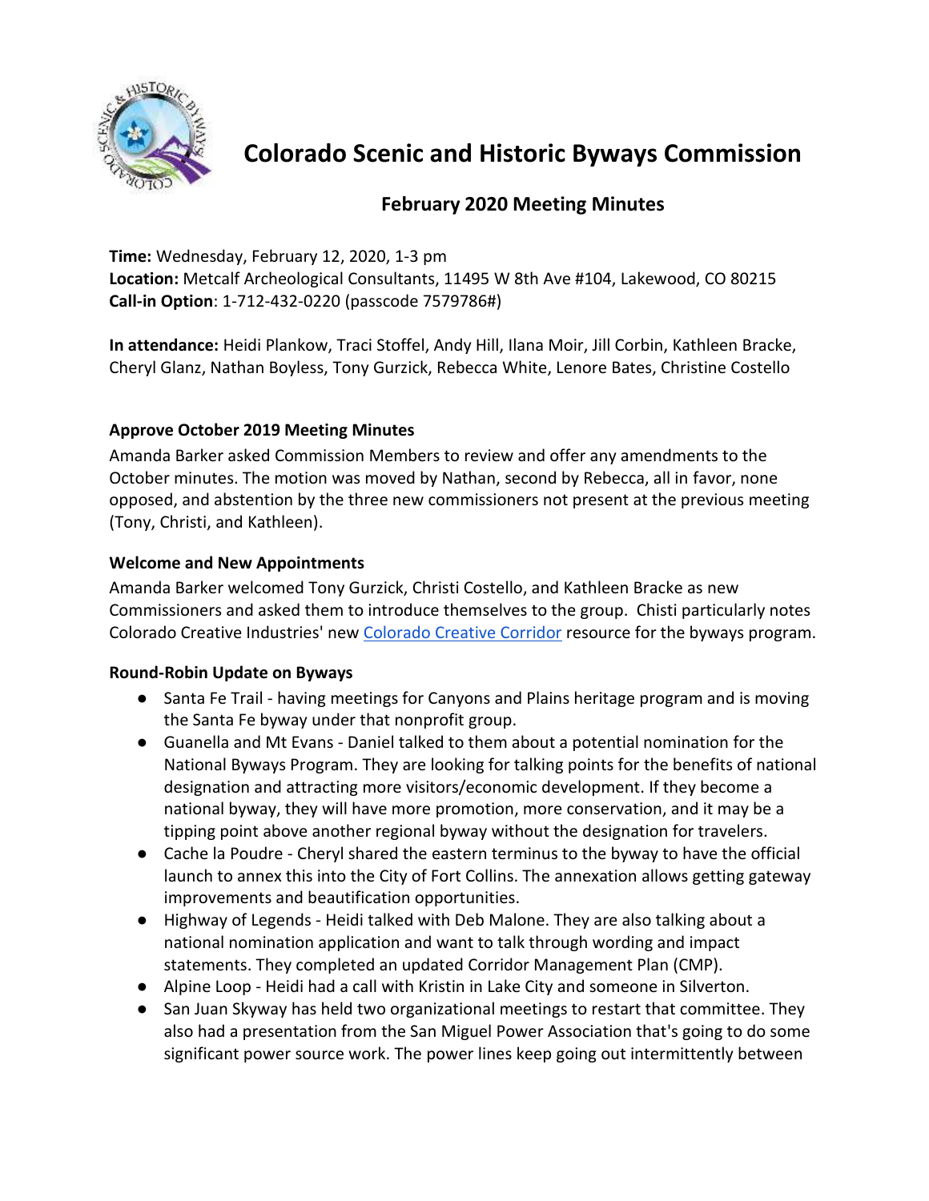# Colorado Scenic and Historic Byways Commission

## February 2020 Meeting Minutes

**Time:** Wednesday, February 12, 2020, 1-3 pm
**Location:** Metcalf Archeological Consultants, 11495 W 8th Ave #104, Lakewood, CO 80215
**Call-in Option**: 1-712-432-0220 (passcode 7579786#)

**In attendance:** Heidi Plankow, Traci Stoffel, Andy Hill, Ilana Moir, Jill Corbin, Kathleen Bracke, Cheryl Glanz, Nathan Boyless, Tony Gurzick, Rebecca White, Lenore Bates, Christine Costello

### Approve October 2019 Meeting Minutes

Amanda Barker asked Commission Members to review and offer any amendments to the October minutes. The motion was moved by Nathan, second by Rebecca, all in favor, none opposed, and abstention by the three new commissioners not present at the previous meeting (Tony, Christi, and Kathleen).

### Welcome and New Appointments

Amanda Barker welcomed Tony Gurzick, Christi Costello, and Kathleen Bracke as new Commissioners and asked them to introduce themselves to the group. Chisti particularly notes Colorado Creative Industries' new Colorado Creative Corridor resource for the byways program.

### Round-Robin Update on Byways

- Santa Fe Trail - having meetings for Canyons and Plains heritage program and is moving the Santa Fe byway under that nonprofit group.
- Guanella and Mt Evans - Daniel talked to them about a potential nomination for the National Byways Program. They are looking for talking points for the benefits of national designation and attracting more visitors/economic development. If they become a national byway, they will have more promotion, more conservation, and it may be a tipping point above another regional byway without the designation for travelers.
- Cache la Poudre - Cheryl shared the eastern terminus to the byway to have the official launch to annex this into the City of Fort Collins. The annexation allows getting gateway improvements and beautification opportunities.
- Highway of Legends - Heidi talked with Deb Malone. They are also talking about a national nomination application and want to talk through wording and impact statements. They completed an updated Corridor Management Plan (CMP).
- Alpine Loop - Heidi had a call with Kristin in Lake City and someone in Silverton.
- San Juan Skyway has held two organizational meetings to restart that committee. They also had a presentation from the San Miguel Power Association that's going to do some significant power source work. The power lines keep going out intermittently between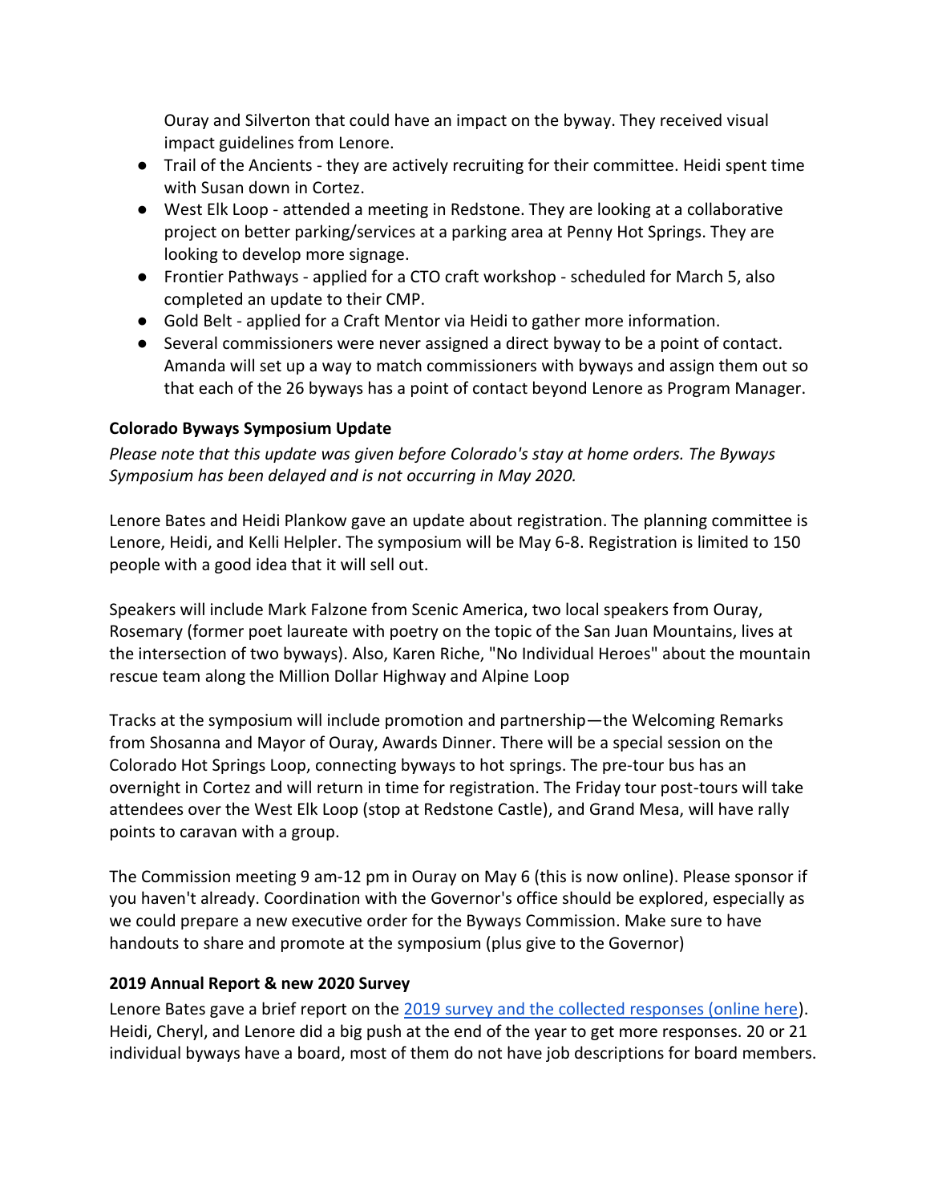Ouray and Silverton that could have an impact on the byway. They received visual impact guidelines from Lenore.

- Trail of the Ancients - they are actively recruiting for their committee. Heidi spent time with Susan down in Cortez.
- West Elk Loop - attended a meeting in Redstone. They are looking at a collaborative project on better parking/services at a parking area at Penny Hot Springs. They are looking to develop more signage.
- Frontier Pathways - applied for a CTO craft workshop - scheduled for March 5, also completed an update to their CMP.
- Gold Belt - applied for a Craft Mentor via Heidi to gather more information.
- Several commissioners were never assigned a direct byway to be a point of contact. Amanda will set up a way to match commissioners with byways and assign them out so that each of the 26 byways has a point of contact beyond Lenore as Program Manager.

**Colorado Byways Symposium Update**

*Please note that this update was given before Colorado's stay at home orders. The Byways Symposium has been delayed and is not occurring in May 2020.*

Lenore Bates and Heidi Plankow gave an update about registration. The planning committee is Lenore, Heidi, and Kelli Helpler. The symposium will be May 6-8. Registration is limited to 150 people with a good idea that it will sell out.

Speakers will include Mark Falzone from Scenic America, two local speakers from Ouray, Rosemary (former poet laureate with poetry on the topic of the San Juan Mountains, lives at the intersection of two byways). Also, Karen Riche, "No Individual Heroes" about the mountain rescue team along the Million Dollar Highway and Alpine Loop

Tracks at the symposium will include promotion and partnership—the Welcoming Remarks from Shosanna and Mayor of Ouray, Awards Dinner. There will be a special session on the Colorado Hot Springs Loop, connecting byways to hot springs. The pre-tour bus has an overnight in Cortez and will return in time for registration. The Friday tour post-tours will take attendees over the West Elk Loop (stop at Redstone Castle), and Grand Mesa, will have rally points to caravan with a group.

The Commission meeting 9 am-12 pm in Ouray on May 6 (this is now online). Please sponsor if you haven't already. Coordination with the Governor's office should be explored, especially as we could prepare a new executive order for the Byways Commission. Make sure to have handouts to share and promote at the symposium (plus give to the Governor)

**2019 Annual Report & new 2020 Survey**

Lenore Bates gave a brief report on the [2019 survey and the collected responses (online here)](). Heidi, Cheryl, and Lenore did a big push at the end of the year to get more responses. 20 or 21 individual byways have a board, most of them do not have job descriptions for board members.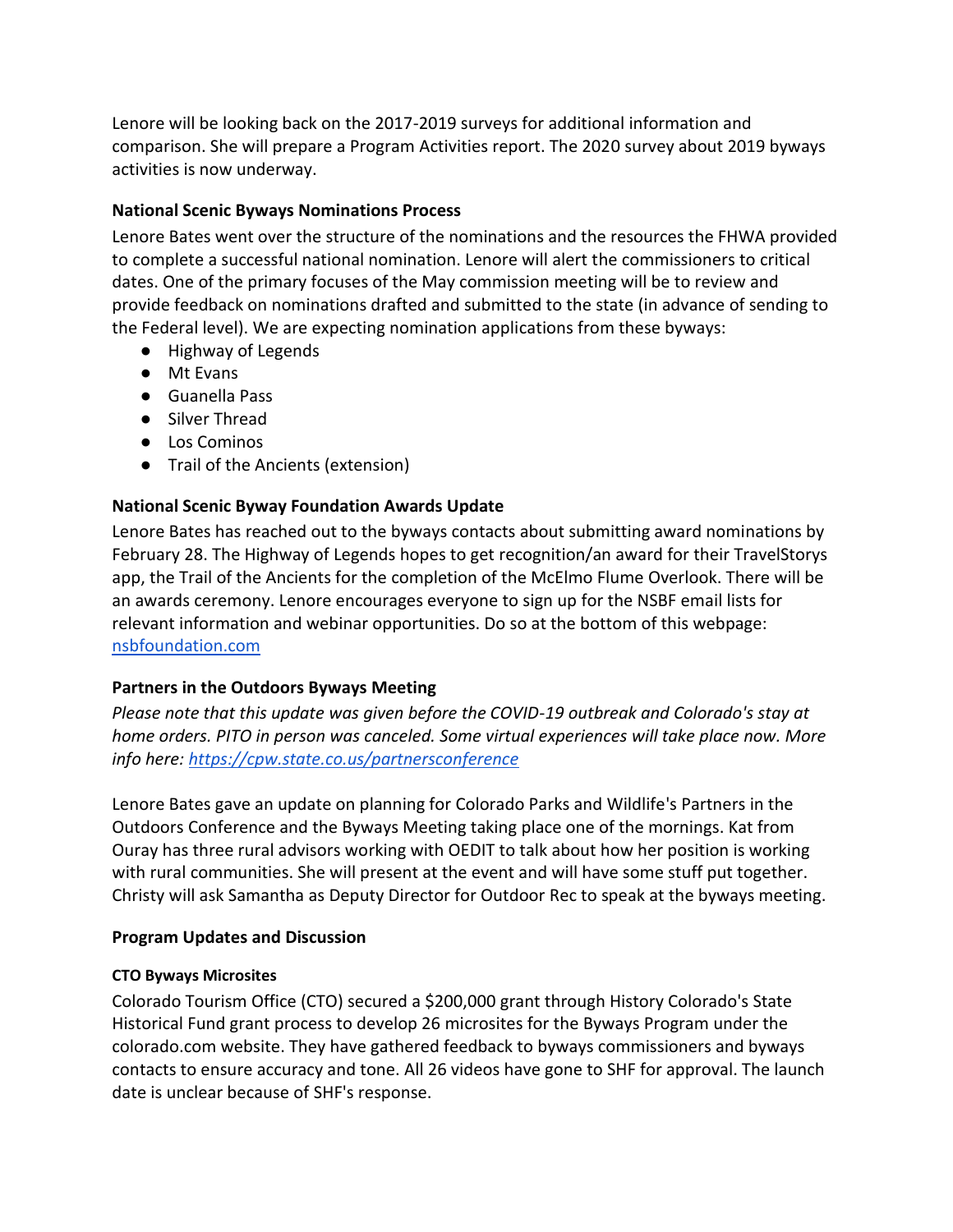Lenore will be looking back on the 2017-2019 surveys for additional information and comparison. She will prepare a Program Activities report. The 2020 survey about 2019 byways activities is now underway.

**National Scenic Byways Nominations Process**

Lenore Bates went over the structure of the nominations and the resources the FHWA provided to complete a successful national nomination. Lenore will alert the commissioners to critical dates. One of the primary focuses of the May commission meeting will be to review and provide feedback on nominations drafted and submitted to the state (in advance of sending to the Federal level). We are expecting nomination applications from these byways:

- Highway of Legends
- Mt Evans
- Guanella Pass
- Silver Thread
- Los Cominos
- Trail of the Ancients (extension)

**National Scenic Byway Foundation Awards Update**

Lenore Bates has reached out to the byways contacts about submitting award nominations by February 28. The Highway of Legends hopes to get recognition/an award for their TravelStorys app, the Trail of the Ancients for the completion of the McElmo Flume Overlook. There will be an awards ceremony. Lenore encourages everyone to sign up for the NSBF email lists for relevant information and webinar opportunities. Do so at the bottom of this webpage: [nsbfoundation.com](nsbfoundation.com)

**Partners in the Outdoors Byways Meeting**

*Please note that this update was given before the COVID-19 outbreak and Colorado's stay at home orders. PITO in person was canceled. Some virtual experiences will take place now. More info here: [https://cpw.state.co.us/partnersconference](https://cpw.state.co.us/partnersconference)*

Lenore Bates gave an update on planning for Colorado Parks and Wildlife's Partners in the Outdoors Conference and the Byways Meeting taking place one of the mornings. Kat from Ouray has three rural advisors working with OEDIT to talk about how her position is working with rural communities. She will present at the event and will have some stuff put together. Christy will ask Samantha as Deputy Director for Outdoor Rec to speak at the byways meeting.

**Program Updates and Discussion**

**CTO Byways Microsites**

Colorado Tourism Office (CTO) secured a $200,000 grant through History Colorado's State Historical Fund grant process to develop 26 microsites for the Byways Program under the colorado.com website. They have gathered feedback to byways commissioners and byways contacts to ensure accuracy and tone. All 26 videos have gone to SHF for approval. The launch date is unclear because of SHF's response.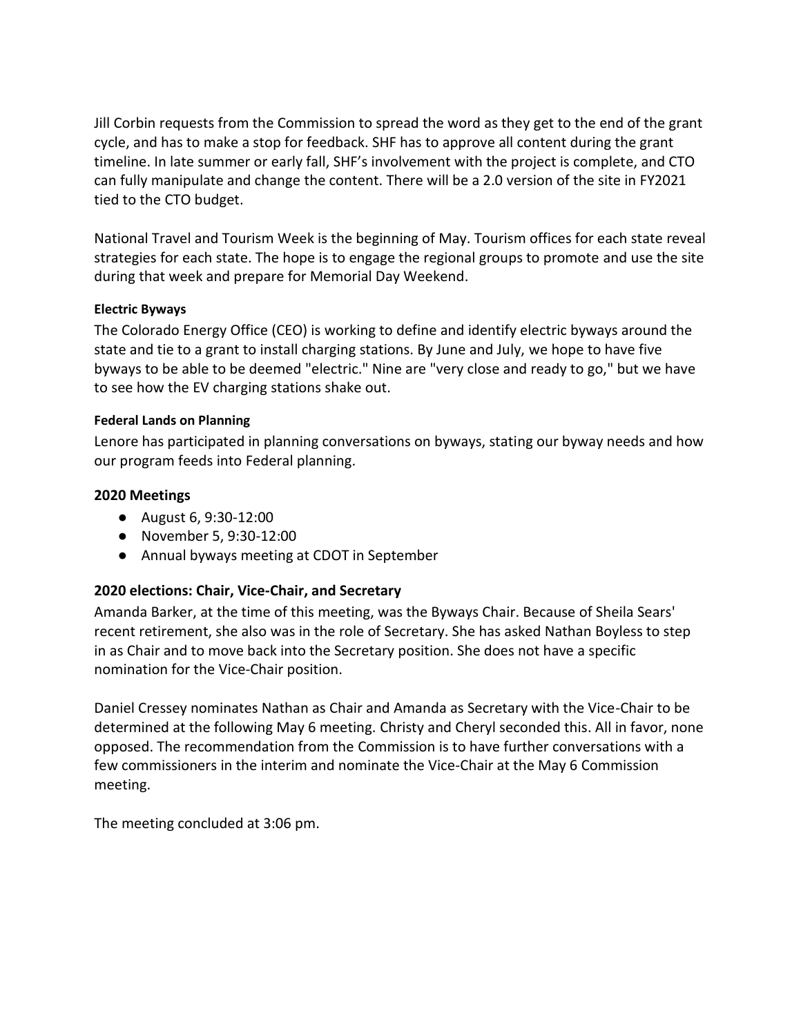Jill Corbin requests from the Commission to spread the word as they get to the end of the grant cycle, and has to make a stop for feedback. SHF has to approve all content during the grant timeline. In late summer or early fall, SHF's involvement with the project is complete, and CTO can fully manipulate and change the content. There will be a 2.0 version of the site in FY2021 tied to the CTO budget.

National Travel and Tourism Week is the beginning of May. Tourism offices for each state reveal strategies for each state. The hope is to engage the regional groups to promote and use the site during that week and prepare for Memorial Day Weekend.

#### Electric Byways

The Colorado Energy Office (CEO) is working to define and identify electric byways around the state and tie to a grant to install charging stations. By June and July, we hope to have five byways to be able to be deemed "electric." Nine are "very close and ready to go," but we have to see how the EV charging stations shake out.

#### Federal Lands on Planning

Lenore has participated in planning conversations on byways, stating our byway needs and how our program feeds into Federal planning.

### 2020 Meetings

- August 6, 9:30-12:00
- November 5, 9:30-12:00
- Annual byways meeting at CDOT in September

### 2020 elections: Chair, Vice-Chair, and Secretary

Amanda Barker, at the time of this meeting, was the Byways Chair. Because of Sheila Sears' recent retirement, she also was in the role of Secretary. She has asked Nathan Boyless to step in as Chair and to move back into the Secretary position. She does not have a specific nomination for the Vice-Chair position.

Daniel Cressey nominates Nathan as Chair and Amanda as Secretary with the Vice-Chair to be determined at the following May 6 meeting. Christy and Cheryl seconded this. All in favor, none opposed. The recommendation from the Commission is to have further conversations with a few commissioners in the interim and nominate the Vice-Chair at the May 6 Commission meeting.

The meeting concluded at 3:06 pm.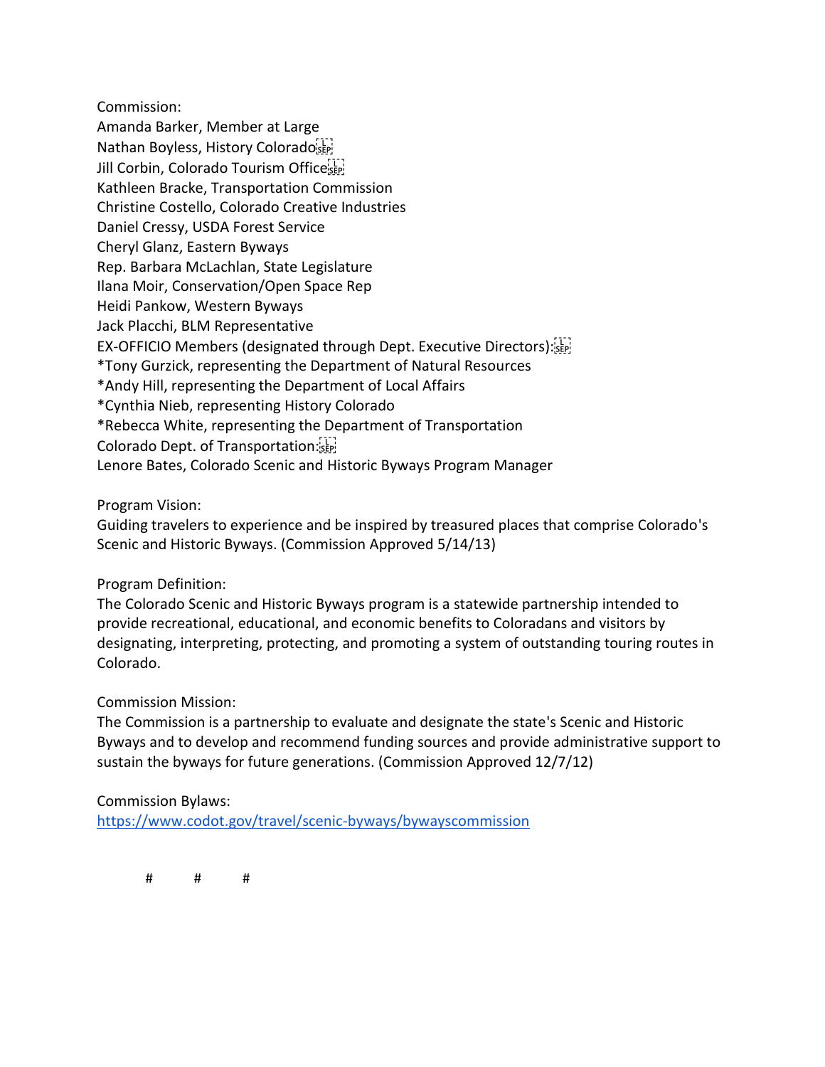Commission:
Amanda Barker, Member at Large
Nathan Boyless, History Colorado
Jill Corbin, Colorado Tourism Office
Kathleen Bracke, Transportation Commission
Christine Costello, Colorado Creative Industries
Daniel Cressy, USDA Forest Service
Cheryl Glanz, Eastern Byways
Rep. Barbara McLachlan, State Legislature
Ilana Moir, Conservation/Open Space Rep
Heidi Pankow, Western Byways
Jack Placchi, BLM Representative
EX-OFFICIO Members (designated through Dept. Executive Directors):
*Tony Gurzick, representing the Department of Natural Resources
*Andy Hill, representing the Department of Local Affairs
*Cynthia Nieb, representing History Colorado
*Rebecca White, representing the Department of Transportation
Colorado Dept. of Transportation:
Lenore Bates, Colorado Scenic and Historic Byways Program Manager

Program Vision:
Guiding travelers to experience and be inspired by treasured places that comprise Colorado's Scenic and Historic Byways. (Commission Approved 5/14/13)

Program Definition:
The Colorado Scenic and Historic Byways program is a statewide partnership intended to provide recreational, educational, and economic benefits to Coloradans and visitors by designating, interpreting, protecting, and promoting a system of outstanding touring routes in Colorado.

Commission Mission:
The Commission is a partnership to evaluate and designate the state's Scenic and Historic Byways and to develop and recommend funding sources and provide administrative support to sustain the byways for future generations. (Commission Approved 12/7/12)

Commission Bylaws:
https://www.codot.gov/travel/scenic-byways/bywayscommission

# # #